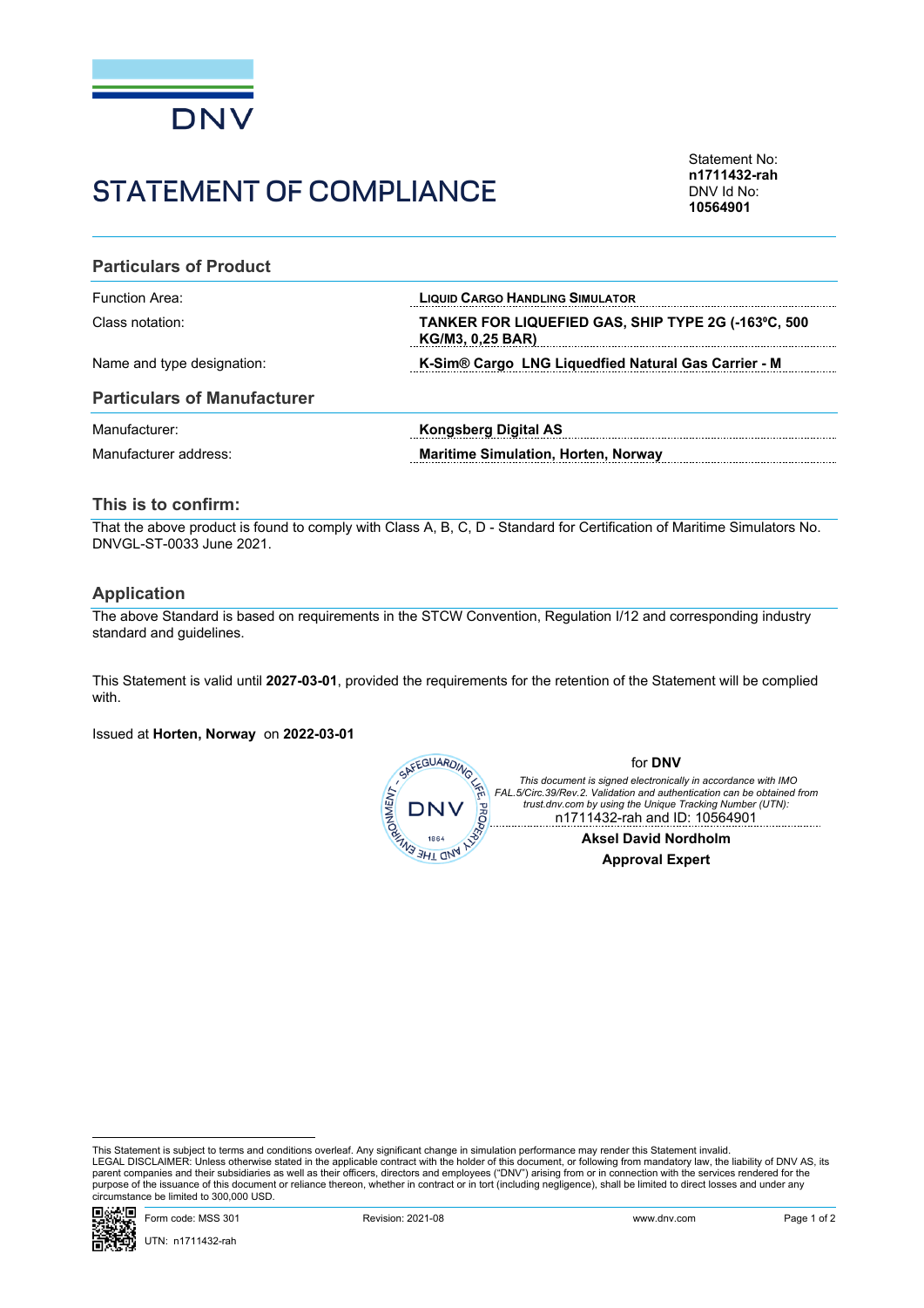DNV

# STATEMENT OF COMPLIANCE

Statement No:
**n1711432-rah**
DNV Id No:
**10564901**

## Particulars of Product

| | |
|---|---|
| Function Area: | **LIQUID CARGO HANDLING SIMULATOR** |
| Class notation: | **TANKER FOR LIQUEFIED GAS, SHIP TYPE 2G (-163ºC, 500 KG/M3, 0,25 BAR)** |
| Name and type designation: | **K-Sim® Cargo LNG Liquedfied Natural Gas Carrier - M** |

## Particulars of Manufacturer

| | |
|---|---|
| Manufacturer: | **Kongsberg Digital AS** |
| Manufacturer address: | **Maritime Simulation, Horten, Norway** |

## This is to confirm:

That the above product is found to comply with Class A, B, C, D - Standard for Certification of Maritime Simulators No. DNVGL-ST-0033 June 2021.

## Application

The above Standard is based on requirements in the STCW Convention, Regulation I/12 and corresponding industry standard and guidelines.

This Statement is valid until **2027-03-01**, provided the requirements for the retention of the Statement will be complied with.

Issued at **Horten, Norway** on **2022-03-01**

for **DNV**

*This document is signed electronically in accordance with IMO FAL.5/Circ.39/Rev.2. Validation and authentication can be obtained from trust.dnv.com by using the Unique Tracking Number (UTN):*
n1711432-rah and ID: 10564901

**Aksel David Nordholm**
**Approval Expert**

This Statement is subject to terms and conditions overleaf. Any significant change in simulation performance may render this Statement invalid.
LEGAL DISCLAIMER: Unless otherwise stated in the applicable contract with the holder of this document, or following from mandatory law, the liability of DNV AS, its parent companies and their subsidiaries as well as their officers, directors and employees ("DNV") arising from or in connection with the services rendered for the purpose of the issuance of this document or reliance thereon, whether in contract or in tort (including negligence), shall be limited to direct losses and under any circumstance be limited to 300,000 USD.

Form code: MSS 301 Revision: 2021-08 www.dnv.com

UTN: n1711432-rah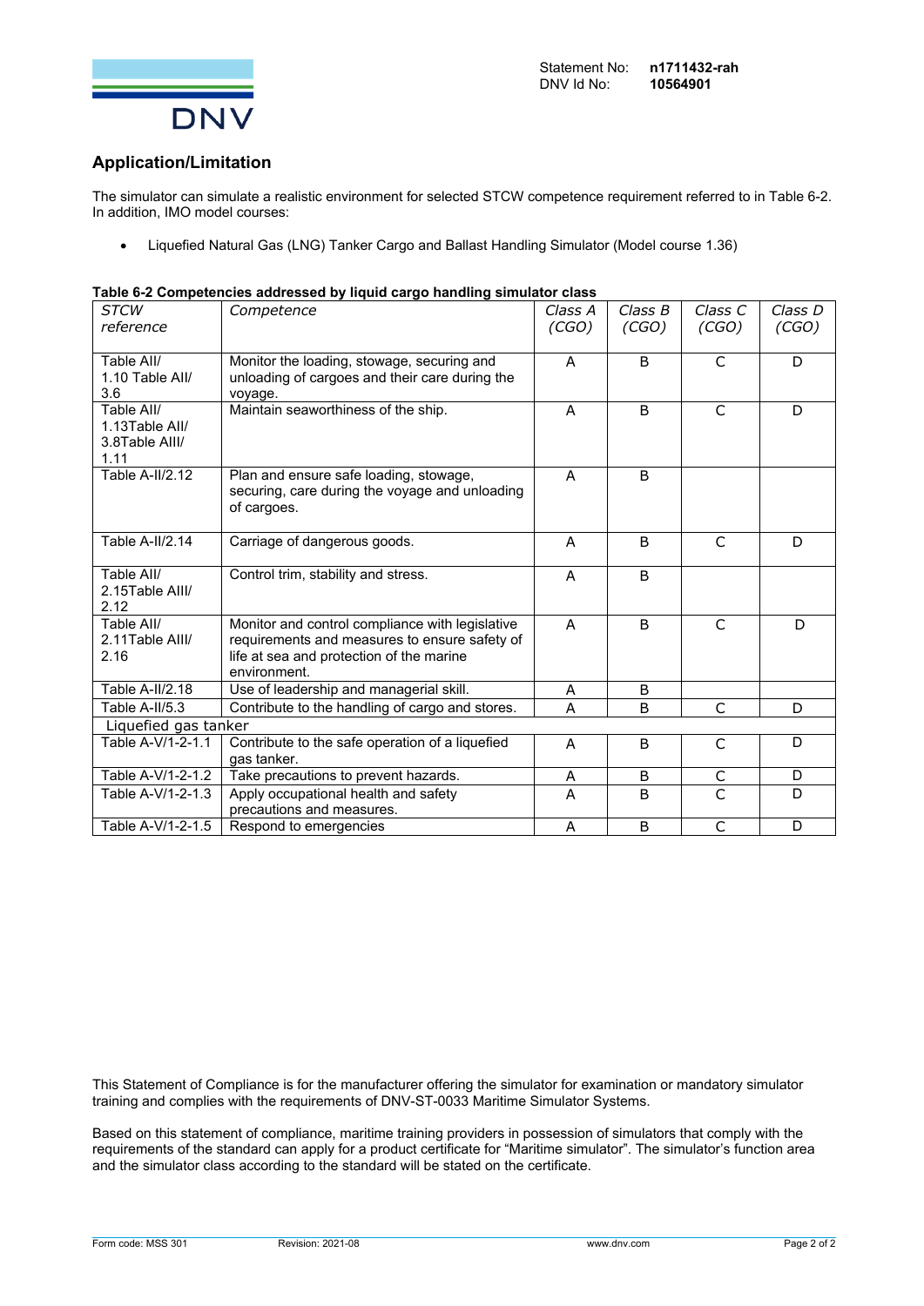Statement No: **n1711432-rah**
DNV Id No: **10564901**

## Application/Limitation

The simulator can simulate a realistic environment for selected STCW competence requirement referred to in Table 6-2. In addition, IMO model courses:

- Liquefied Natural Gas (LNG) Tanker Cargo and Ballast Handling Simulator (Model course 1.36)

**Table 6-2 Competencies addressed by liquid cargo handling simulator class**

| *STCW reference* | *Competence* | *Class A (CGO)* | *Class B (CGO)* | *Class C (CGO)* | *Class D (CGO)* |
|---|---|---|---|---|---|
| Table AII/ 1.10 Table AII/ 3.6 | Monitor the loading, stowage, securing and unloading of cargoes and their care during the voyage. | A | B | C | D |
| Table AII/ 1.13Table AII/ 3.8Table AIII/ 1.11 | Maintain seaworthiness of the ship. | A | B | C | D |
| Table A-II/2.12 | Plan and ensure safe loading, stowage, securing, care during the voyage and unloading of cargoes. | A | B | | |
| Table A-II/2.14 | Carriage of dangerous goods. | A | B | C | D |
| Table AII/ 2.15Table AIII/ 2.12 | Control trim, stability and stress. | A | B | | |
| Table AII/ 2.11Table AIII/ 2.16 | Monitor and control compliance with legislative requirements and measures to ensure safety of life at sea and protection of the marine environment. | A | B | C | D |
| Table A-II/2.18 | Use of leadership and managerial skill. | A | B | | |
| Table A-II/5.3 | Contribute to the handling of cargo and stores. | A | B | C | D |
| Liquefied gas tanker | | | | | |
| Table A-V/1-2-1.1 | Contribute to the safe operation of a liquefied gas tanker. | A | B | C | D |
| Table A-V/1-2-1.2 | Take precautions to prevent hazards. | A | B | C | D |
| Table A-V/1-2-1.3 | Apply occupational health and safety precautions and measures. | A | B | C | D |
| Table A-V/1-2-1.5 | Respond to emergencies | A | B | C | D |

This Statement of Compliance is for the manufacturer offering the simulator for examination or mandatory simulator training and complies with the requirements of DNV-ST-0033 Maritime Simulator Systems.

Based on this statement of compliance, maritime training providers in possession of simulators that comply with the requirements of the standard can apply for a product certificate for "Maritime simulator". The simulator's function area and the simulator class according to the standard will be stated on the certificate.

Form code: MSS 301 Revision: 2021-08 www.dnv.com